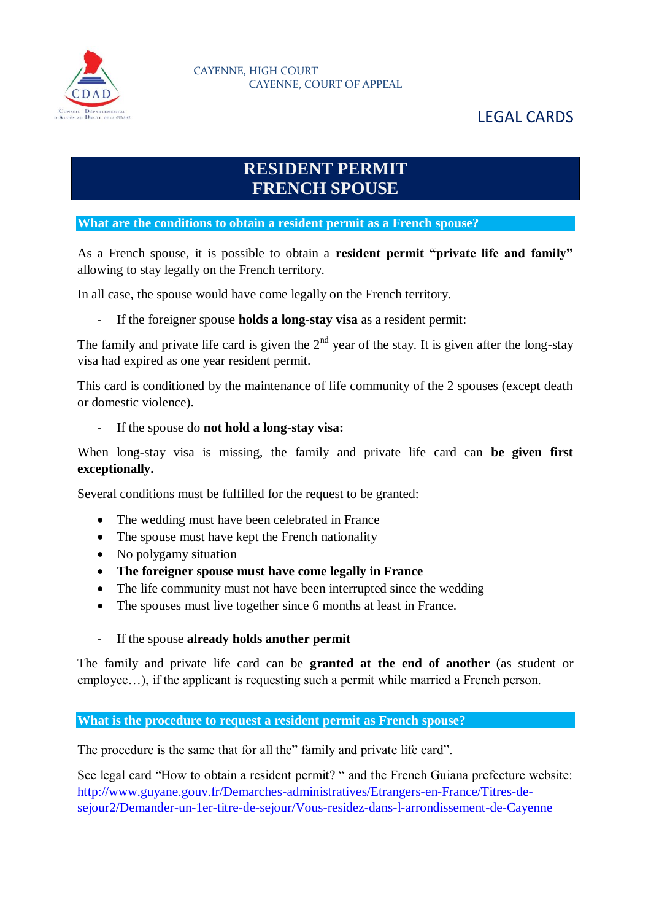CAYENNE, HIGH COURT
CAYENNE, COURT OF APPEAL

LEGAL CARDS

# RESIDENT PERMIT FRENCH SPOUSE

## What are the conditions to obtain a resident permit as a French spouse?

As a French spouse, it is possible to obtain a **resident permit "private life and family"** allowing to stay legally on the French territory.

In all case, the spouse would have come legally on the French territory.

- If the foreigner spouse **holds a long-stay visa** as a resident permit:

The family and private life card is given the 2nd year of the stay. It is given after the long-stay visa had expired as one year resident permit.

This card is conditioned by the maintenance of life community of the 2 spouses (except death or domestic violence).

- If the spouse do **not hold a long-stay visa:**

When long-stay visa is missing, the family and private life card can **be given first exceptionally.**

Several conditions must be fulfilled for the request to be granted:

- The wedding must have been celebrated in France
- The spouse must have kept the French nationality
- No polygamy situation
- **The foreigner spouse must have come legally in France**
- The life community must not have been interrupted since the wedding
- The spouses must live together since 6 months at least in France.

- If the spouse **already holds another permit**

The family and private life card can be **granted at the end of another** (as student or employee…), if the applicant is requesting such a permit while married a French person.

## What is the procedure to request a resident permit as French spouse?

The procedure is the same that for all the" family and private life card".

See legal card "How to obtain a resident permit? " and the French Guiana prefecture website: [http://www.guyane.gouv.fr/Demarches-administratives/Etrangers-en-France/Titres-de-sejour2/Demander-un-1er-titre-de-sejour/Vous-residez-dans-l-arrondissement-de-Cayenne](http://www.guyane.gouv.fr/Demarches-administratives/Etrangers-en-France/Titres-de-sejour2/Demander-un-1er-titre-de-sejour/Vous-residez-dans-l-arrondissement-de-Cayenne)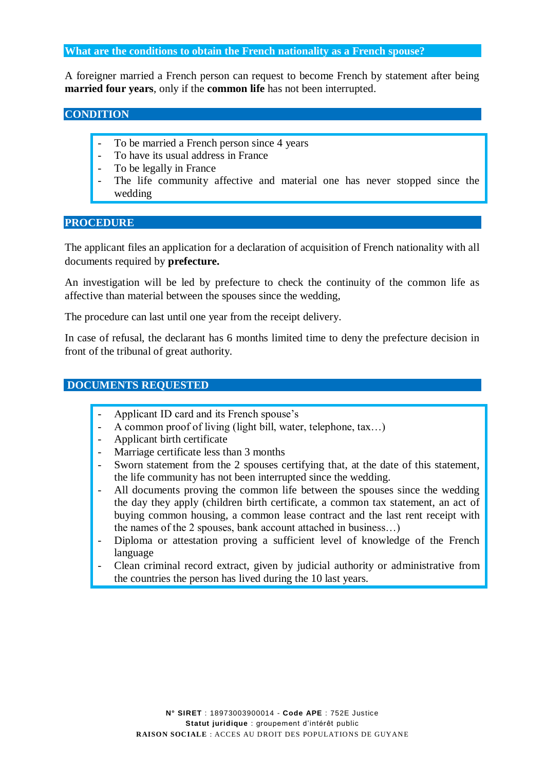## What are the conditions to obtain the French nationality as a French spouse?

A foreigner married a French person can request to become French by statement after being **married four years**, only if the **common life** has not been interrupted.

## CONDITION

- To be married a French person since 4 years
- To have its usual address in France
- To be legally in France
- The life community affective and material one has never stopped since the wedding

## PROCEDURE

The applicant files an application for a declaration of acquisition of French nationality with all documents required by **prefecture.**

An investigation will be led by prefecture to check the continuity of the common life as affective than material between the spouses since the wedding,

The procedure can last until one year from the receipt delivery.

In case of refusal, the declarant has 6 months limited time to deny the prefecture decision in front of the tribunal of great authority.

## DOCUMENTS REQUESTED

- Applicant ID card and its French spouse's
- A common proof of living (light bill, water, telephone, tax…)
- Applicant birth certificate
- Marriage certificate less than 3 months
- Sworn statement from the 2 spouses certifying that, at the date of this statement, the life community has not been interrupted since the wedding.
- All documents proving the common life between the spouses since the wedding the day they apply (children birth certificate, a common tax statement, an act of buying common housing, a common lease contract and the last rent receipt with the names of the 2 spouses, bank account attached in business…)
- Diploma or attestation proving a sufficient level of knowledge of the French language
- Clean criminal record extract, given by judicial authority or administrative from the countries the person has lived during the 10 last years.

**N° SIRET** : 18973003900014 - **Code APE** : 752E Justice
**Statut juridique** : groupement d'intérêt public
**RAISON SOCIALE** : ACCES AU DROIT DES POPULATIONS DE GUYANE